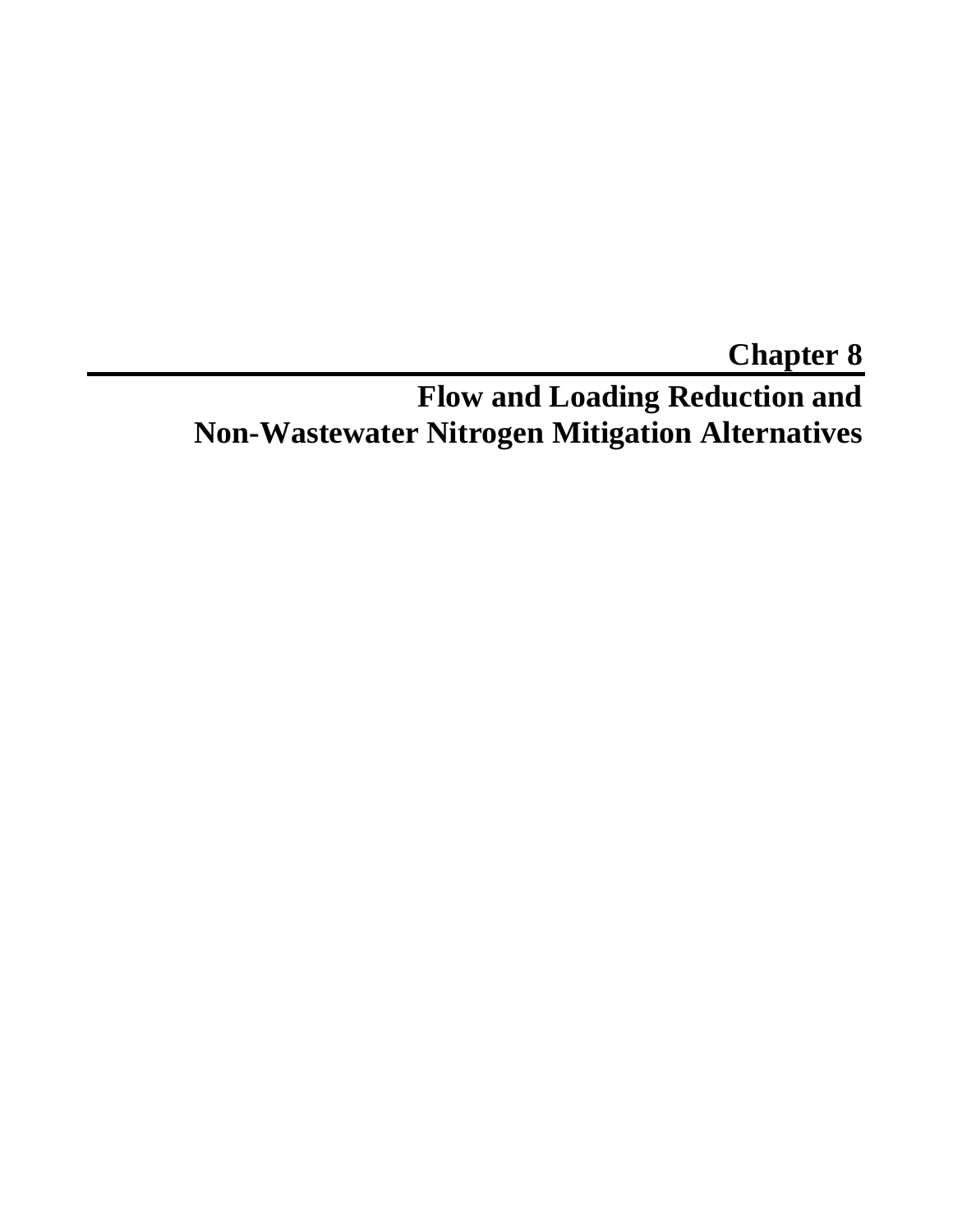# Chapter 8

## Flow and Loading Reduction and Non-Wastewater Nitrogen Mitigation Alternatives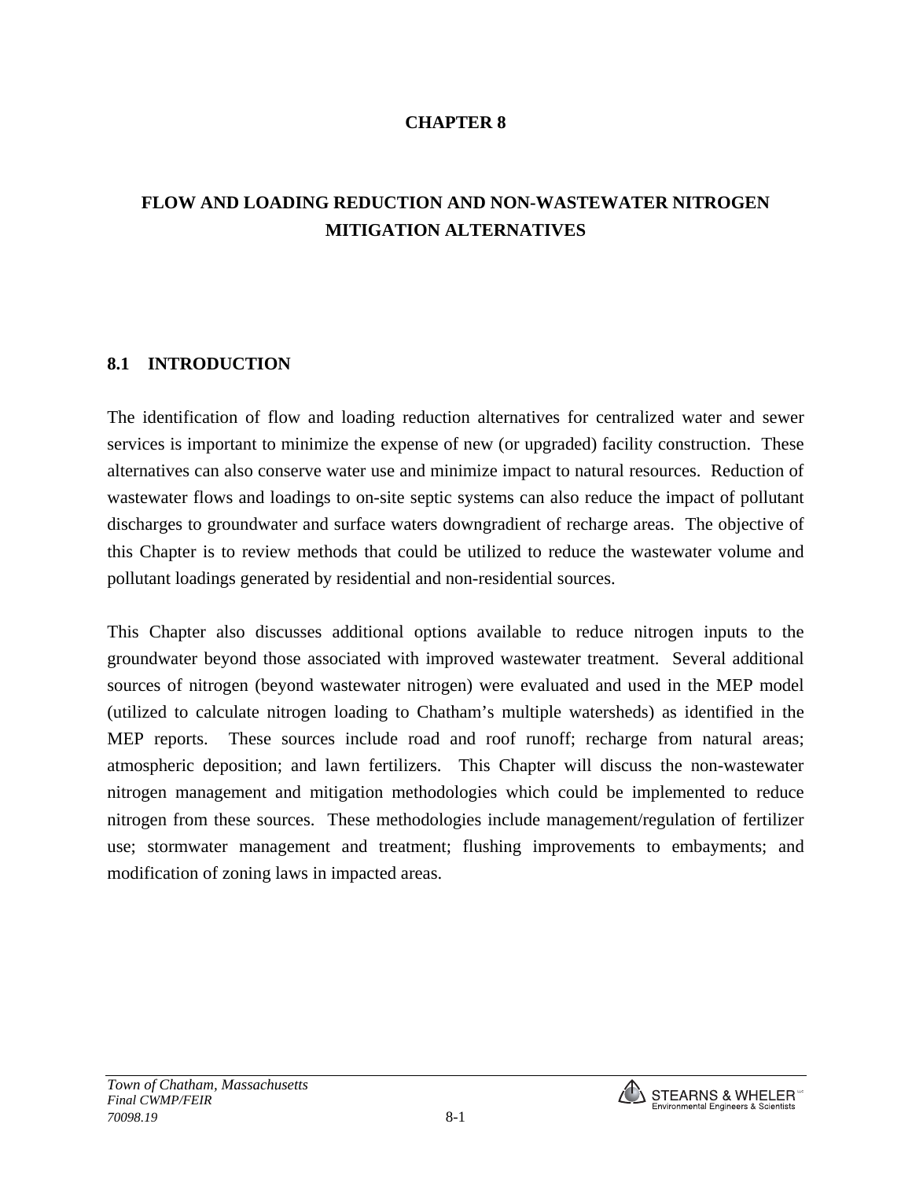# CHAPTER 8

# FLOW AND LOADING REDUCTION AND NON-WASTEWATER NITROGEN MITIGATION ALTERNATIVES

## 8.1 INTRODUCTION

The identification of flow and loading reduction alternatives for centralized water and sewer services is important to minimize the expense of new (or upgraded) facility construction. These alternatives can also conserve water use and minimize impact to natural resources. Reduction of wastewater flows and loadings to on-site septic systems can also reduce the impact of pollutant discharges to groundwater and surface waters downgradient of recharge areas. The objective of this Chapter is to review methods that could be utilized to reduce the wastewater volume and pollutant loadings generated by residential and non-residential sources.

This Chapter also discusses additional options available to reduce nitrogen inputs to the groundwater beyond those associated with improved wastewater treatment. Several additional sources of nitrogen (beyond wastewater nitrogen) were evaluated and used in the MEP model (utilized to calculate nitrogen loading to Chatham's multiple watersheds) as identified in the MEP reports. These sources include road and roof runoff; recharge from natural areas; atmospheric deposition; and lawn fertilizers. This Chapter will discuss the non-wastewater nitrogen management and mitigation methodologies which could be implemented to reduce nitrogen from these sources. These methodologies include management/regulation of fertilizer use; stormwater management and treatment; flushing improvements to embayments; and modification of zoning laws in impacted areas.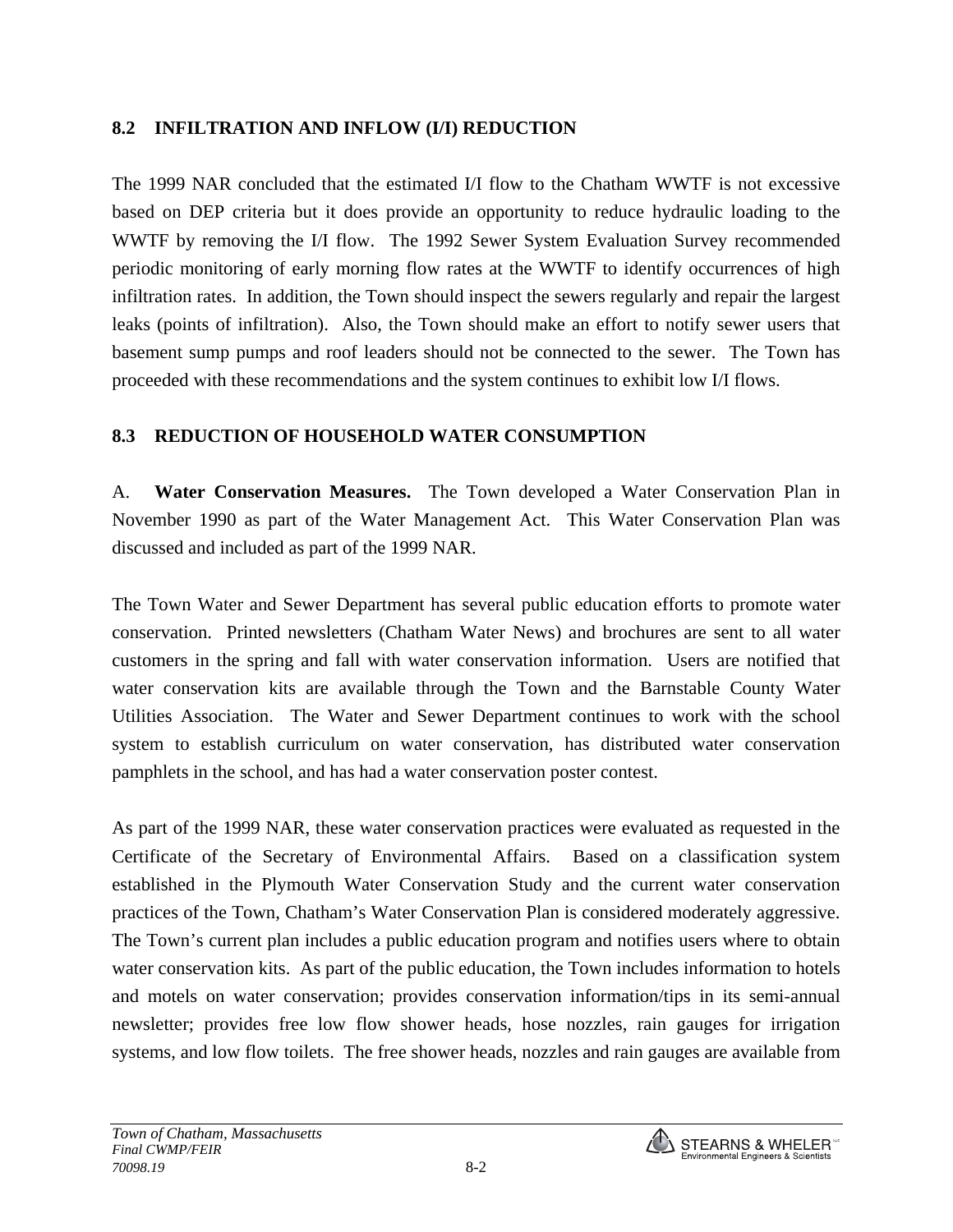## 8.2 INFILTRATION AND INFLOW (I/I) REDUCTION

The 1999 NAR concluded that the estimated I/I flow to the Chatham WWTF is not excessive based on DEP criteria but it does provide an opportunity to reduce hydraulic loading to the WWTF by removing the I/I flow. The 1992 Sewer System Evaluation Survey recommended periodic monitoring of early morning flow rates at the WWTF to identify occurrences of high infiltration rates. In addition, the Town should inspect the sewers regularly and repair the largest leaks (points of infiltration). Also, the Town should make an effort to notify sewer users that basement sump pumps and roof leaders should not be connected to the sewer. The Town has proceeded with these recommendations and the system continues to exhibit low I/I flows.

## 8.3 REDUCTION OF HOUSEHOLD WATER CONSUMPTION

A. **Water Conservation Measures.** The Town developed a Water Conservation Plan in November 1990 as part of the Water Management Act. This Water Conservation Plan was discussed and included as part of the 1999 NAR.

The Town Water and Sewer Department has several public education efforts to promote water conservation. Printed newsletters (Chatham Water News) and brochures are sent to all water customers in the spring and fall with water conservation information. Users are notified that water conservation kits are available through the Town and the Barnstable County Water Utilities Association. The Water and Sewer Department continues to work with the school system to establish curriculum on water conservation, has distributed water conservation pamphlets in the school, and has had a water conservation poster contest.

As part of the 1999 NAR, these water conservation practices were evaluated as requested in the Certificate of the Secretary of Environmental Affairs. Based on a classification system established in the Plymouth Water Conservation Study and the current water conservation practices of the Town, Chatham's Water Conservation Plan is considered moderately aggressive. The Town's current plan includes a public education program and notifies users where to obtain water conservation kits. As part of the public education, the Town includes information to hotels and motels on water conservation; provides conservation information/tips in its semi-annual newsletter; provides free low flow shower heads, hose nozzles, rain gauges for irrigation systems, and low flow toilets. The free shower heads, nozzles and rain gauges are available from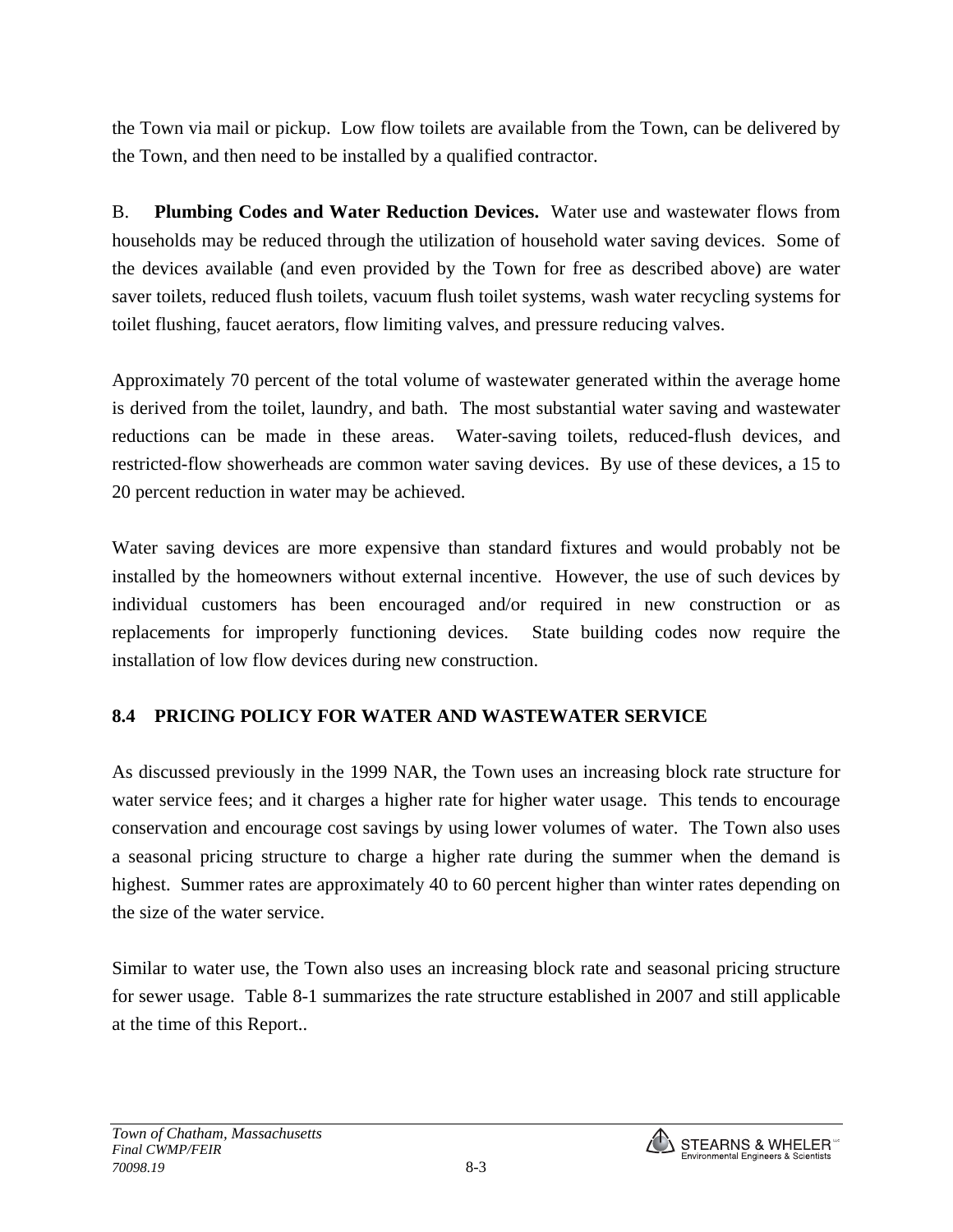the Town via mail or pickup.  Low flow toilets are available from the Town, can be delivered by the Town, and then need to be installed by a qualified contractor.

B. **Plumbing Codes and Water Reduction Devices.** Water use and wastewater flows from households may be reduced through the utilization of household water saving devices.  Some of the devices available (and even provided by the Town for free as described above) are water saver toilets, reduced flush toilets, vacuum flush toilet systems, wash water recycling systems for toilet flushing, faucet aerators, flow limiting valves, and pressure reducing valves.

Approximately 70 percent of the total volume of wastewater generated within the average home is derived from the toilet, laundry, and bath.  The most substantial water saving and wastewater reductions can be made in these areas.  Water-saving toilets, reduced-flush devices, and restricted-flow showerheads are common water saving devices.  By use of these devices, a 15 to 20 percent reduction in water may be achieved.

Water saving devices are more expensive than standard fixtures and would probably not be installed by the homeowners without external incentive.  However, the use of such devices by individual customers has been encouraged and/or required in new construction or as replacements for improperly functioning devices.  State building codes now require the installation of low flow devices during new construction.

## 8.4 PRICING POLICY FOR WATER AND WASTEWATER SERVICE

As discussed previously in the 1999 NAR, the Town uses an increasing block rate structure for water service fees; and it charges a higher rate for higher water usage.  This tends to encourage conservation and encourage cost savings by using lower volumes of water.  The Town also uses a seasonal pricing structure to charge a higher rate during the summer when the demand is highest.  Summer rates are approximately 40 to 60 percent higher than winter rates depending on the size of the water service.

Similar to water use, the Town also uses an increasing block rate and seasonal pricing structure for sewer usage.  Table 8-1 summarizes the rate structure established in 2007 and still applicable at the time of this Report..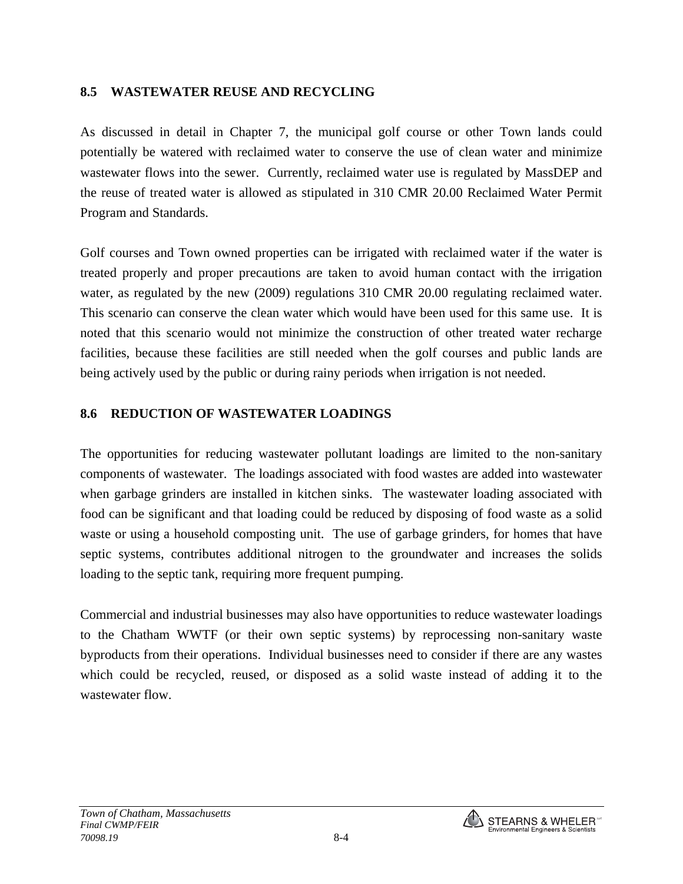## 8.5 WASTEWATER REUSE AND RECYCLING

As discussed in detail in Chapter 7, the municipal golf course or other Town lands could potentially be watered with reclaimed water to conserve the use of clean water and minimize wastewater flows into the sewer. Currently, reclaimed water use is regulated by MassDEP and the reuse of treated water is allowed as stipulated in 310 CMR 20.00 Reclaimed Water Permit Program and Standards.

Golf courses and Town owned properties can be irrigated with reclaimed water if the water is treated properly and proper precautions are taken to avoid human contact with the irrigation water, as regulated by the new (2009) regulations 310 CMR 20.00 regulating reclaimed water. This scenario can conserve the clean water which would have been used for this same use. It is noted that this scenario would not minimize the construction of other treated water recharge facilities, because these facilities are still needed when the golf courses and public lands are being actively used by the public or during rainy periods when irrigation is not needed.

## 8.6 REDUCTION OF WASTEWATER LOADINGS

The opportunities for reducing wastewater pollutant loadings are limited to the non-sanitary components of wastewater. The loadings associated with food wastes are added into wastewater when garbage grinders are installed in kitchen sinks. The wastewater loading associated with food can be significant and that loading could be reduced by disposing of food waste as a solid waste or using a household composting unit. The use of garbage grinders, for homes that have septic systems, contributes additional nitrogen to the groundwater and increases the solids loading to the septic tank, requiring more frequent pumping.

Commercial and industrial businesses may also have opportunities to reduce wastewater loadings to the Chatham WWTF (or their own septic systems) by reprocessing non-sanitary waste byproducts from their operations. Individual businesses need to consider if there are any wastes which could be recycled, reused, or disposed as a solid waste instead of adding it to the wastewater flow.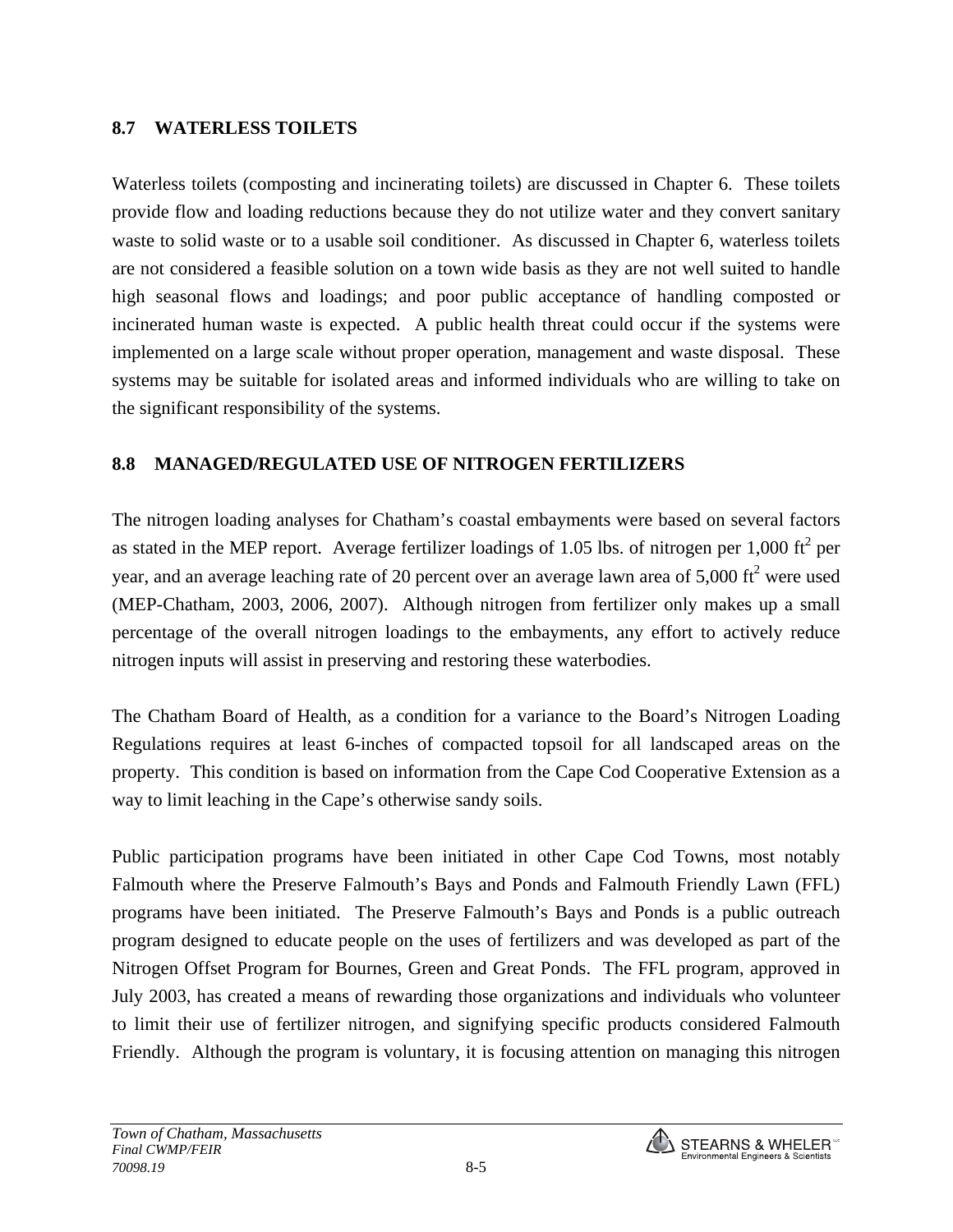## 8.7 WATERLESS TOILETS

Waterless toilets (composting and incinerating toilets) are discussed in Chapter 6. These toilets provide flow and loading reductions because they do not utilize water and they convert sanitary waste to solid waste or to a usable soil conditioner. As discussed in Chapter 6, waterless toilets are not considered a feasible solution on a town wide basis as they are not well suited to handle high seasonal flows and loadings; and poor public acceptance of handling composted or incinerated human waste is expected. A public health threat could occur if the systems were implemented on a large scale without proper operation, management and waste disposal. These systems may be suitable for isolated areas and informed individuals who are willing to take on the significant responsibility of the systems.

## 8.8 MANAGED/REGULATED USE OF NITROGEN FERTILIZERS

The nitrogen loading analyses for Chatham's coastal embayments were based on several factors as stated in the MEP report. Average fertilizer loadings of 1.05 lbs. of nitrogen per 1,000 $ft^2$ per year, and an average leaching rate of 20 percent over an average lawn area of 5,000 $ft^2$ were used (MEP-Chatham, 2003, 2006, 2007). Although nitrogen from fertilizer only makes up a small percentage of the overall nitrogen loadings to the embayments, any effort to actively reduce nitrogen inputs will assist in preserving and restoring these waterbodies.

The Chatham Board of Health, as a condition for a variance to the Board's Nitrogen Loading Regulations requires at least 6-inches of compacted topsoil for all landscaped areas on the property. This condition is based on information from the Cape Cod Cooperative Extension as a way to limit leaching in the Cape's otherwise sandy soils.

Public participation programs have been initiated in other Cape Cod Towns, most notably Falmouth where the Preserve Falmouth's Bays and Ponds and Falmouth Friendly Lawn (FFL) programs have been initiated. The Preserve Falmouth's Bays and Ponds is a public outreach program designed to educate people on the uses of fertilizers and was developed as part of the Nitrogen Offset Program for Bournes, Green and Great Ponds. The FFL program, approved in July 2003, has created a means of rewarding those organizations and individuals who volunteer to limit their use of fertilizer nitrogen, and signifying specific products considered Falmouth Friendly. Although the program is voluntary, it is focusing attention on managing this nitrogen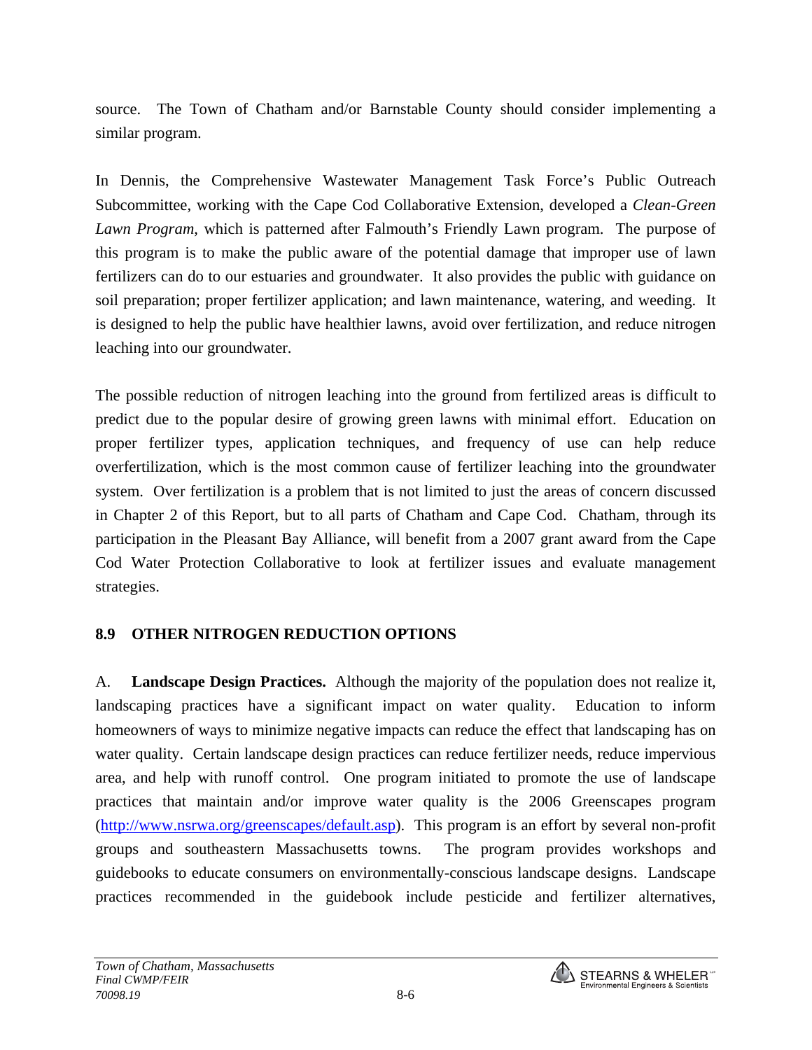source. The Town of Chatham and/or Barnstable County should consider implementing a similar program.

In Dennis, the Comprehensive Wastewater Management Task Force's Public Outreach Subcommittee, working with the Cape Cod Collaborative Extension, developed a *Clean-Green Lawn Program*, which is patterned after Falmouth's Friendly Lawn program. The purpose of this program is to make the public aware of the potential damage that improper use of lawn fertilizers can do to our estuaries and groundwater. It also provides the public with guidance on soil preparation; proper fertilizer application; and lawn maintenance, watering, and weeding. It is designed to help the public have healthier lawns, avoid over fertilization, and reduce nitrogen leaching into our groundwater.

The possible reduction of nitrogen leaching into the ground from fertilized areas is difficult to predict due to the popular desire of growing green lawns with minimal effort. Education on proper fertilizer types, application techniques, and frequency of use can help reduce overfertilization, which is the most common cause of fertilizer leaching into the groundwater system. Over fertilization is a problem that is not limited to just the areas of concern discussed in Chapter 2 of this Report, but to all parts of Chatham and Cape Cod. Chatham, through its participation in the Pleasant Bay Alliance, will benefit from a 2007 grant award from the Cape Cod Water Protection Collaborative to look at fertilizer issues and evaluate management strategies.

## 8.9 OTHER NITROGEN REDUCTION OPTIONS

A. **Landscape Design Practices.** Although the majority of the population does not realize it, landscaping practices have a significant impact on water quality. Education to inform homeowners of ways to minimize negative impacts can reduce the effect that landscaping has on water quality. Certain landscape design practices can reduce fertilizer needs, reduce impervious area, and help with runoff control. One program initiated to promote the use of landscape practices that maintain and/or improve water quality is the 2006 Greenscapes program (http://www.nsrwa.org/greenscapes/default.asp). This program is an effort by several non-profit groups and southeastern Massachusetts towns. The program provides workshops and guidebooks to educate consumers on environmentally-conscious landscape designs. Landscape practices recommended in the guidebook include pesticide and fertilizer alternatives,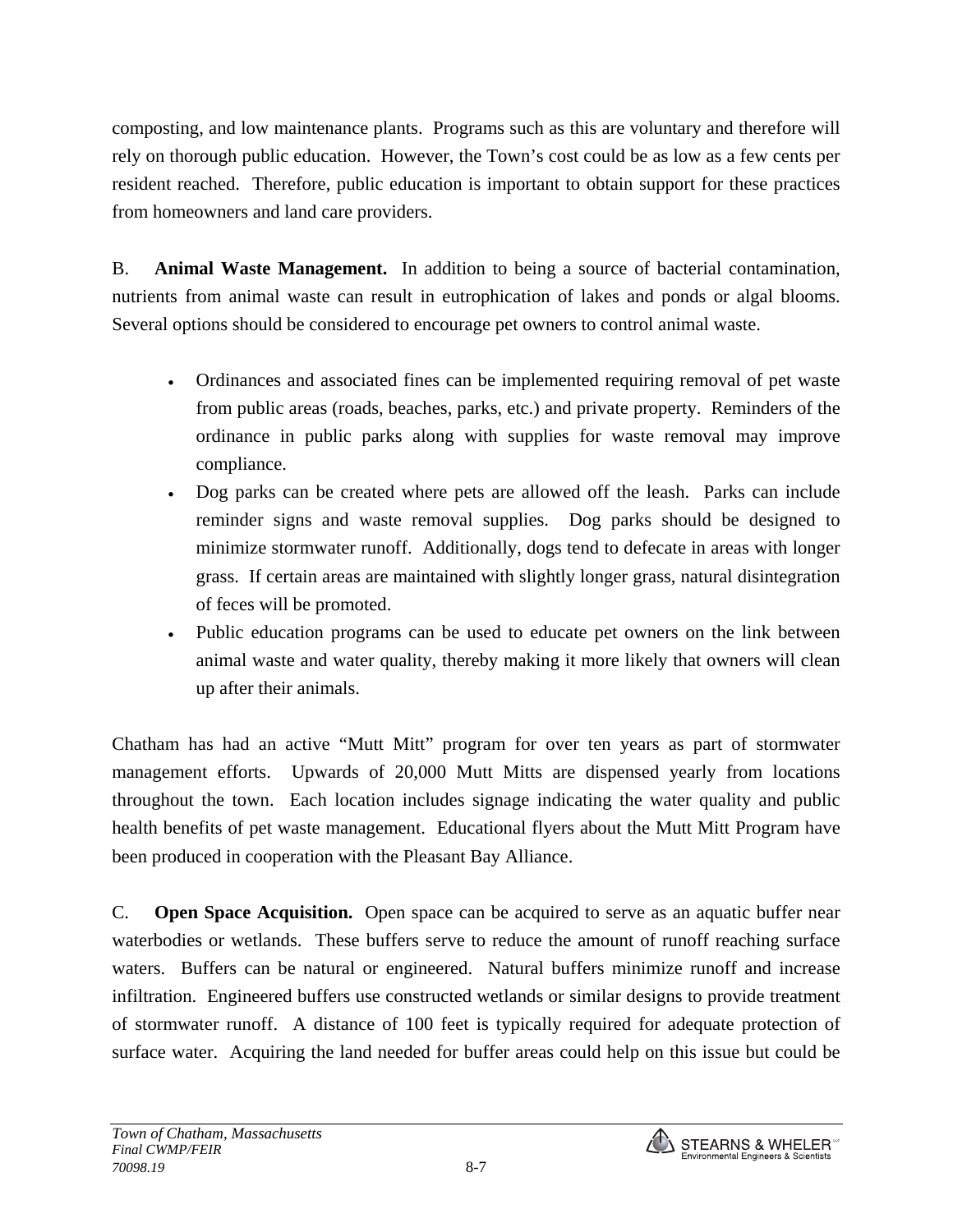composting, and low maintenance plants. Programs such as this are voluntary and therefore will rely on thorough public education. However, the Town's cost could be as low as a few cents per resident reached. Therefore, public education is important to obtain support for these practices from homeowners and land care providers.

B. **Animal Waste Management.** In addition to being a source of bacterial contamination, nutrients from animal waste can result in eutrophication of lakes and ponds or algal blooms. Several options should be considered to encourage pet owners to control animal waste.

- Ordinances and associated fines can be implemented requiring removal of pet waste from public areas (roads, beaches, parks, etc.) and private property. Reminders of the ordinance in public parks along with supplies for waste removal may improve compliance.
- Dog parks can be created where pets are allowed off the leash. Parks can include reminder signs and waste removal supplies. Dog parks should be designed to minimize stormwater runoff. Additionally, dogs tend to defecate in areas with longer grass. If certain areas are maintained with slightly longer grass, natural disintegration of feces will be promoted.
- Public education programs can be used to educate pet owners on the link between animal waste and water quality, thereby making it more likely that owners will clean up after their animals.

Chatham has had an active "Mutt Mitt" program for over ten years as part of stormwater management efforts. Upwards of 20,000 Mutt Mitts are dispensed yearly from locations throughout the town. Each location includes signage indicating the water quality and public health benefits of pet waste management. Educational flyers about the Mutt Mitt Program have been produced in cooperation with the Pleasant Bay Alliance.

C. **Open Space Acquisition.** Open space can be acquired to serve as an aquatic buffer near waterbodies or wetlands. These buffers serve to reduce the amount of runoff reaching surface waters. Buffers can be natural or engineered. Natural buffers minimize runoff and increase infiltration. Engineered buffers use constructed wetlands or similar designs to provide treatment of stormwater runoff. A distance of 100 feet is typically required for adequate protection of surface water. Acquiring the land needed for buffer areas could help on this issue but could be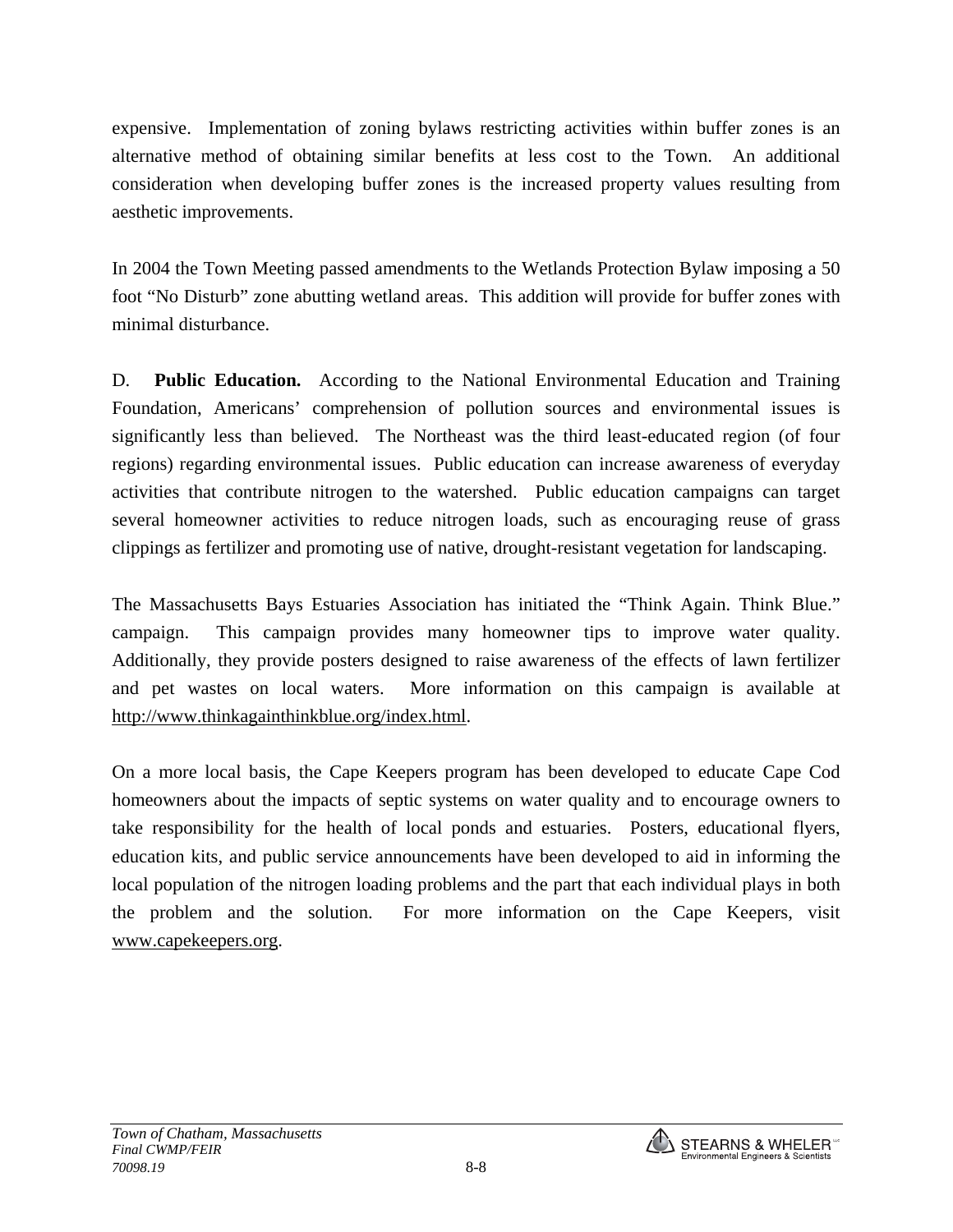expensive. Implementation of zoning bylaws restricting activities within buffer zones is an alternative method of obtaining similar benefits at less cost to the Town. An additional consideration when developing buffer zones is the increased property values resulting from aesthetic improvements.

In 2004 the Town Meeting passed amendments to the Wetlands Protection Bylaw imposing a 50 foot "No Disturb" zone abutting wetland areas. This addition will provide for buffer zones with minimal disturbance.

D. **Public Education.** According to the National Environmental Education and Training Foundation, Americans' comprehension of pollution sources and environmental issues is significantly less than believed. The Northeast was the third least-educated region (of four regions) regarding environmental issues. Public education can increase awareness of everyday activities that contribute nitrogen to the watershed. Public education campaigns can target several homeowner activities to reduce nitrogen loads, such as encouraging reuse of grass clippings as fertilizer and promoting use of native, drought-resistant vegetation for landscaping.

The Massachusetts Bays Estuaries Association has initiated the "Think Again. Think Blue." campaign. This campaign provides many homeowner tips to improve water quality. Additionally, they provide posters designed to raise awareness of the effects of lawn fertilizer and pet wastes on local waters. More information on this campaign is available at http://www.thinkagainthinkblue.org/index.html.

On a more local basis, the Cape Keepers program has been developed to educate Cape Cod homeowners about the impacts of septic systems on water quality and to encourage owners to take responsibility for the health of local ponds and estuaries. Posters, educational flyers, education kits, and public service announcements have been developed to aid in informing the local population of the nitrogen loading problems and the part that each individual plays in both the problem and the solution. For more information on the Cape Keepers, visit www.capekeepers.org.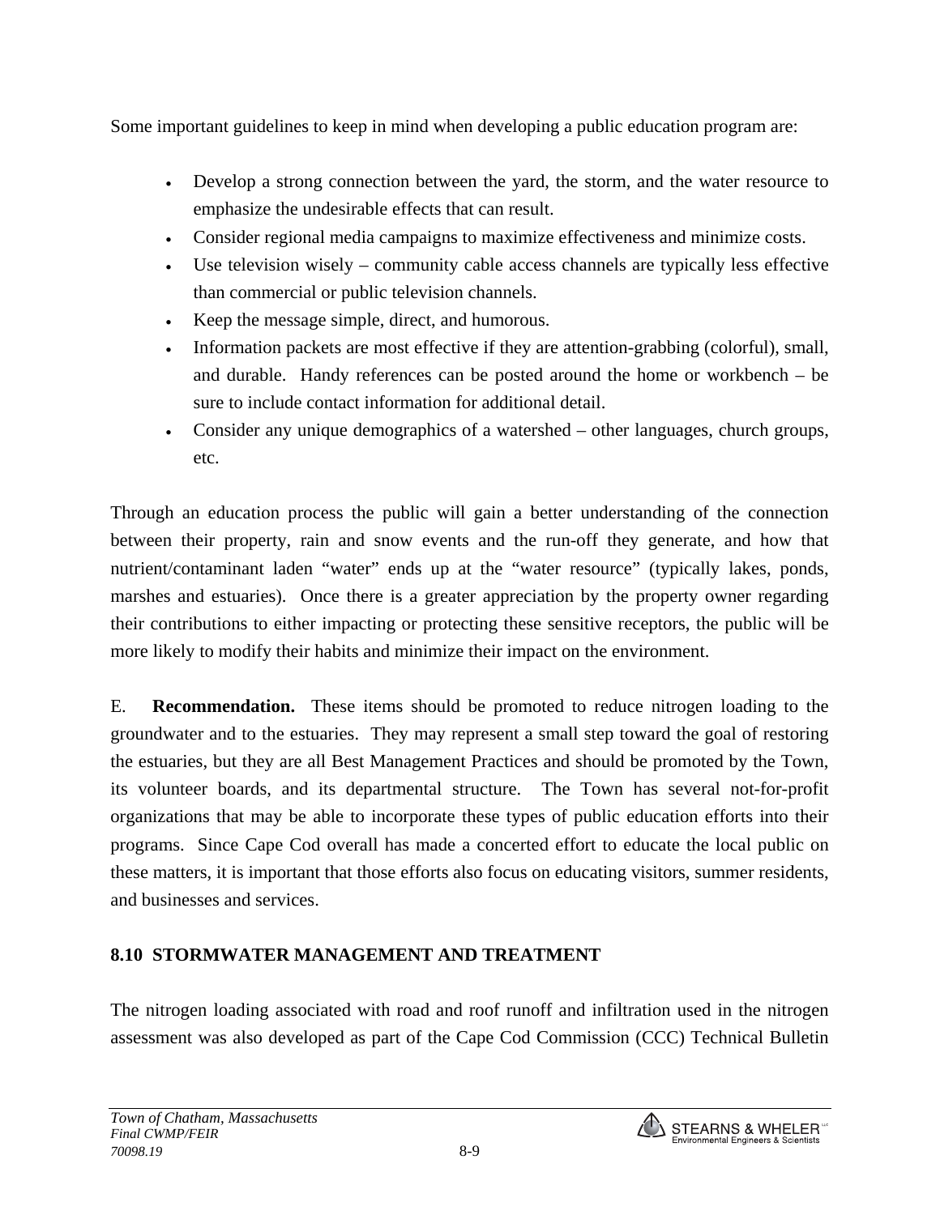Some important guidelines to keep in mind when developing a public education program are:

- Develop a strong connection between the yard, the storm, and the water resource to emphasize the undesirable effects that can result.
- Consider regional media campaigns to maximize effectiveness and minimize costs.
- Use television wisely – community cable access channels are typically less effective than commercial or public television channels.
- Keep the message simple, direct, and humorous.
- Information packets are most effective if they are attention-grabbing (colorful), small, and durable. Handy references can be posted around the home or workbench – be sure to include contact information for additional detail.
- Consider any unique demographics of a watershed – other languages, church groups, etc.

Through an education process the public will gain a better understanding of the connection between their property, rain and snow events and the run-off they generate, and how that nutrient/contaminant laden "water" ends up at the "water resource" (typically lakes, ponds, marshes and estuaries). Once there is a greater appreciation by the property owner regarding their contributions to either impacting or protecting these sensitive receptors, the public will be more likely to modify their habits and minimize their impact on the environment.

E. **Recommendation.** These items should be promoted to reduce nitrogen loading to the groundwater and to the estuaries. They may represent a small step toward the goal of restoring the estuaries, but they are all Best Management Practices and should be promoted by the Town, its volunteer boards, and its departmental structure. The Town has several not-for-profit organizations that may be able to incorporate these types of public education efforts into their programs. Since Cape Cod overall has made a concerted effort to educate the local public on these matters, it is important that those efforts also focus on educating visitors, summer residents, and businesses and services.

## 8.10 STORMWATER MANAGEMENT AND TREATMENT

The nitrogen loading associated with road and roof runoff and infiltration used in the nitrogen assessment was also developed as part of the Cape Cod Commission (CCC) Technical Bulletin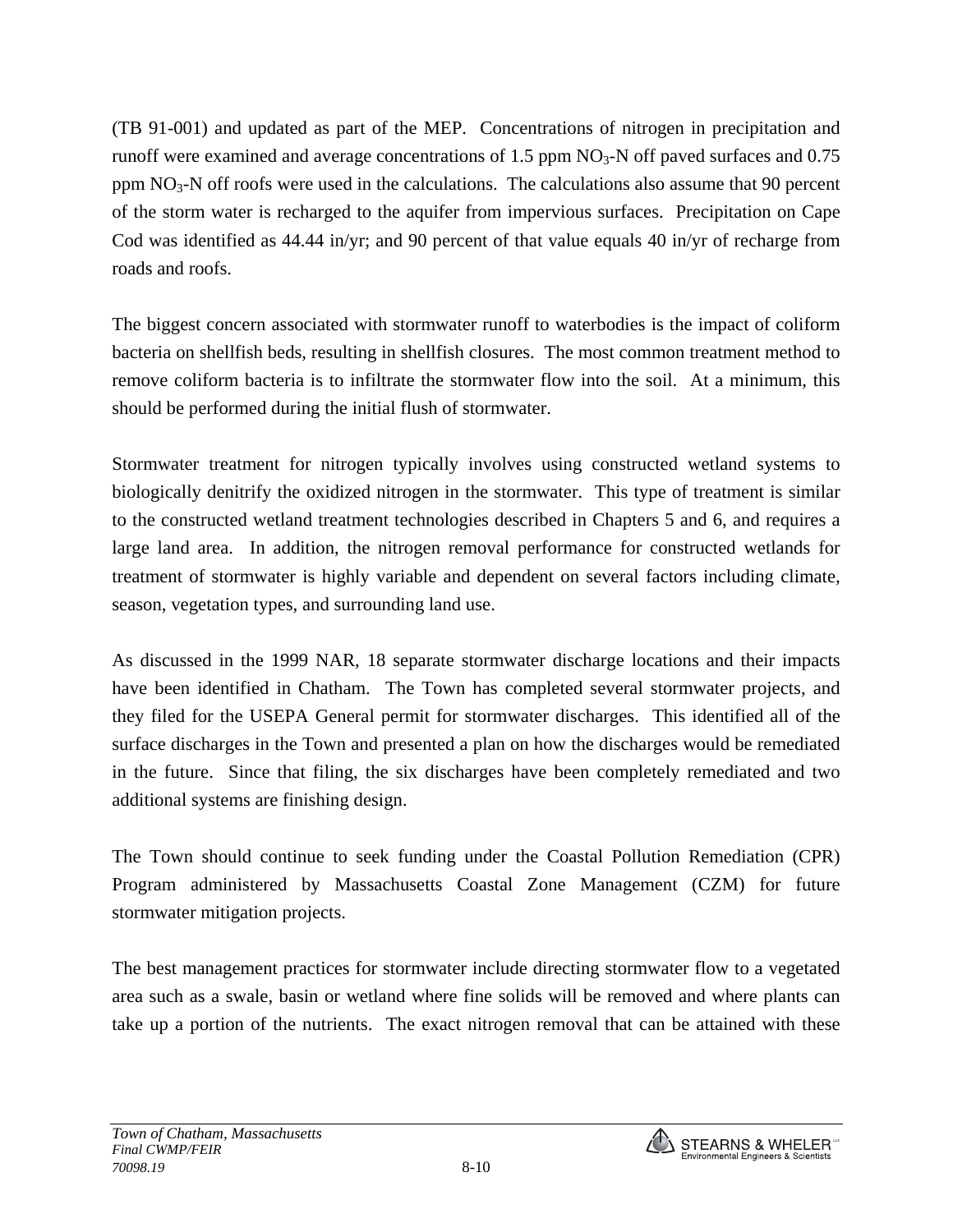(TB 91-001) and updated as part of the MEP. Concentrations of nitrogen in precipitation and runoff were examined and average concentrations of 1.5 ppm $NO_3$-N off paved surfaces and 0.75 ppm $NO_3$-N off roofs were used in the calculations. The calculations also assume that 90 percent of the storm water is recharged to the aquifer from impervious surfaces. Precipitation on Cape Cod was identified as 44.44 in/yr; and 90 percent of that value equals 40 in/yr of recharge from roads and roofs.

The biggest concern associated with stormwater runoff to waterbodies is the impact of coliform bacteria on shellfish beds, resulting in shellfish closures. The most common treatment method to remove coliform bacteria is to infiltrate the stormwater flow into the soil. At a minimum, this should be performed during the initial flush of stormwater.

Stormwater treatment for nitrogen typically involves using constructed wetland systems to biologically denitrify the oxidized nitrogen in the stormwater. This type of treatment is similar to the constructed wetland treatment technologies described in Chapters 5 and 6, and requires a large land area. In addition, the nitrogen removal performance for constructed wetlands for treatment of stormwater is highly variable and dependent on several factors including climate, season, vegetation types, and surrounding land use.

As discussed in the 1999 NAR, 18 separate stormwater discharge locations and their impacts have been identified in Chatham. The Town has completed several stormwater projects, and they filed for the USEPA General permit for stormwater discharges. This identified all of the surface discharges in the Town and presented a plan on how the discharges would be remediated in the future. Since that filing, the six discharges have been completely remediated and two additional systems are finishing design.

The Town should continue to seek funding under the Coastal Pollution Remediation (CPR) Program administered by Massachusetts Coastal Zone Management (CZM) for future stormwater mitigation projects.

The best management practices for stormwater include directing stormwater flow to a vegetated area such as a swale, basin or wetland where fine solids will be removed and where plants can take up a portion of the nutrients. The exact nitrogen removal that can be attained with these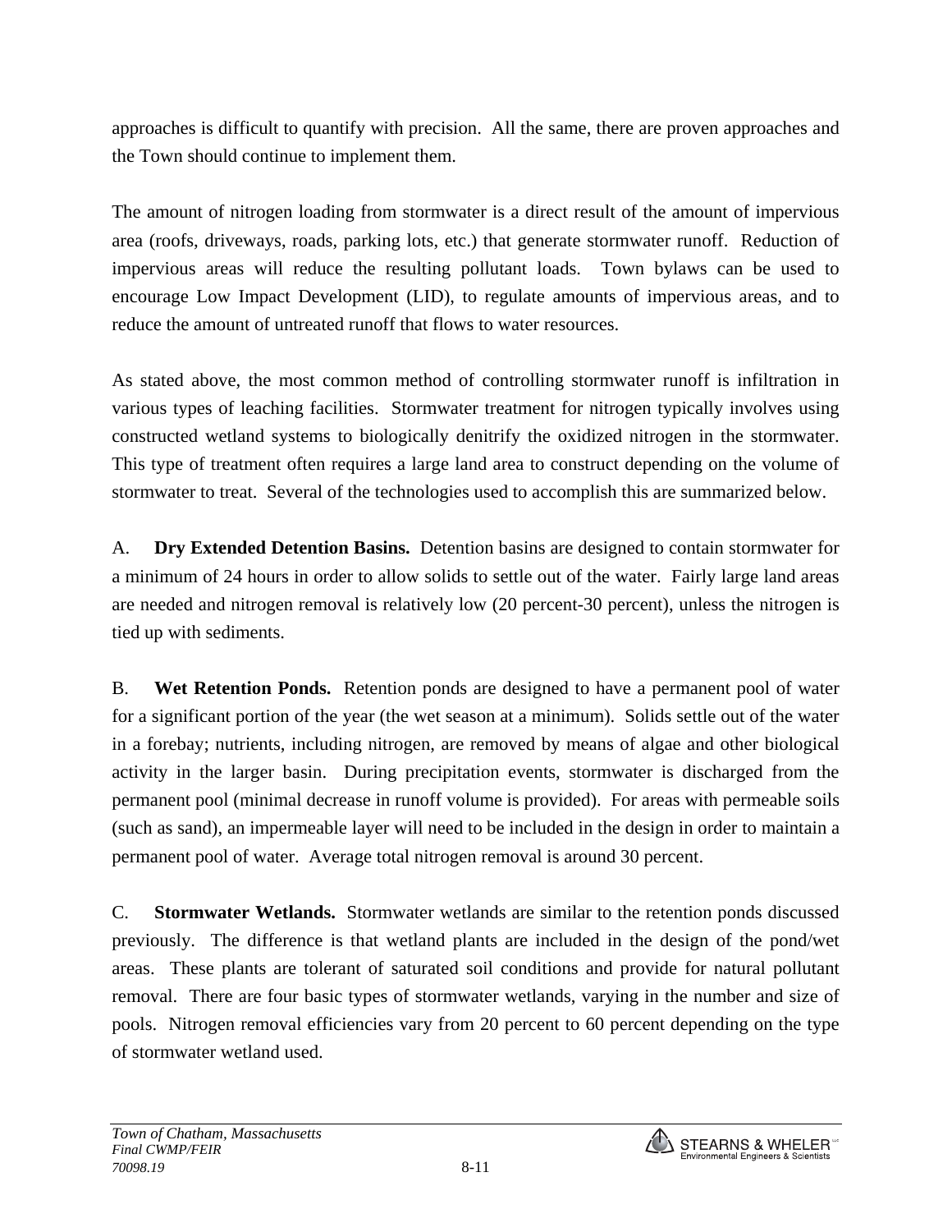approaches is difficult to quantify with precision. All the same, there are proven approaches and the Town should continue to implement them.

The amount of nitrogen loading from stormwater is a direct result of the amount of impervious area (roofs, driveways, roads, parking lots, etc.) that generate stormwater runoff. Reduction of impervious areas will reduce the resulting pollutant loads. Town bylaws can be used to encourage Low Impact Development (LID), to regulate amounts of impervious areas, and to reduce the amount of untreated runoff that flows to water resources.

As stated above, the most common method of controlling stormwater runoff is infiltration in various types of leaching facilities. Stormwater treatment for nitrogen typically involves using constructed wetland systems to biologically denitrify the oxidized nitrogen in the stormwater. This type of treatment often requires a large land area to construct depending on the volume of stormwater to treat. Several of the technologies used to accomplish this are summarized below.

A. **Dry Extended Detention Basins.** Detention basins are designed to contain stormwater for a minimum of 24 hours in order to allow solids to settle out of the water. Fairly large land areas are needed and nitrogen removal is relatively low (20 percent-30 percent), unless the nitrogen is tied up with sediments.

B. **Wet Retention Ponds.** Retention ponds are designed to have a permanent pool of water for a significant portion of the year (the wet season at a minimum). Solids settle out of the water in a forebay; nutrients, including nitrogen, are removed by means of algae and other biological activity in the larger basin. During precipitation events, stormwater is discharged from the permanent pool (minimal decrease in runoff volume is provided). For areas with permeable soils (such as sand), an impermeable layer will need to be included in the design in order to maintain a permanent pool of water. Average total nitrogen removal is around 30 percent.

C. **Stormwater Wetlands.** Stormwater wetlands are similar to the retention ponds discussed previously. The difference is that wetland plants are included in the design of the pond/wet areas. These plants are tolerant of saturated soil conditions and provide for natural pollutant removal. There are four basic types of stormwater wetlands, varying in the number and size of pools. Nitrogen removal efficiencies vary from 20 percent to 60 percent depending on the type of stormwater wetland used.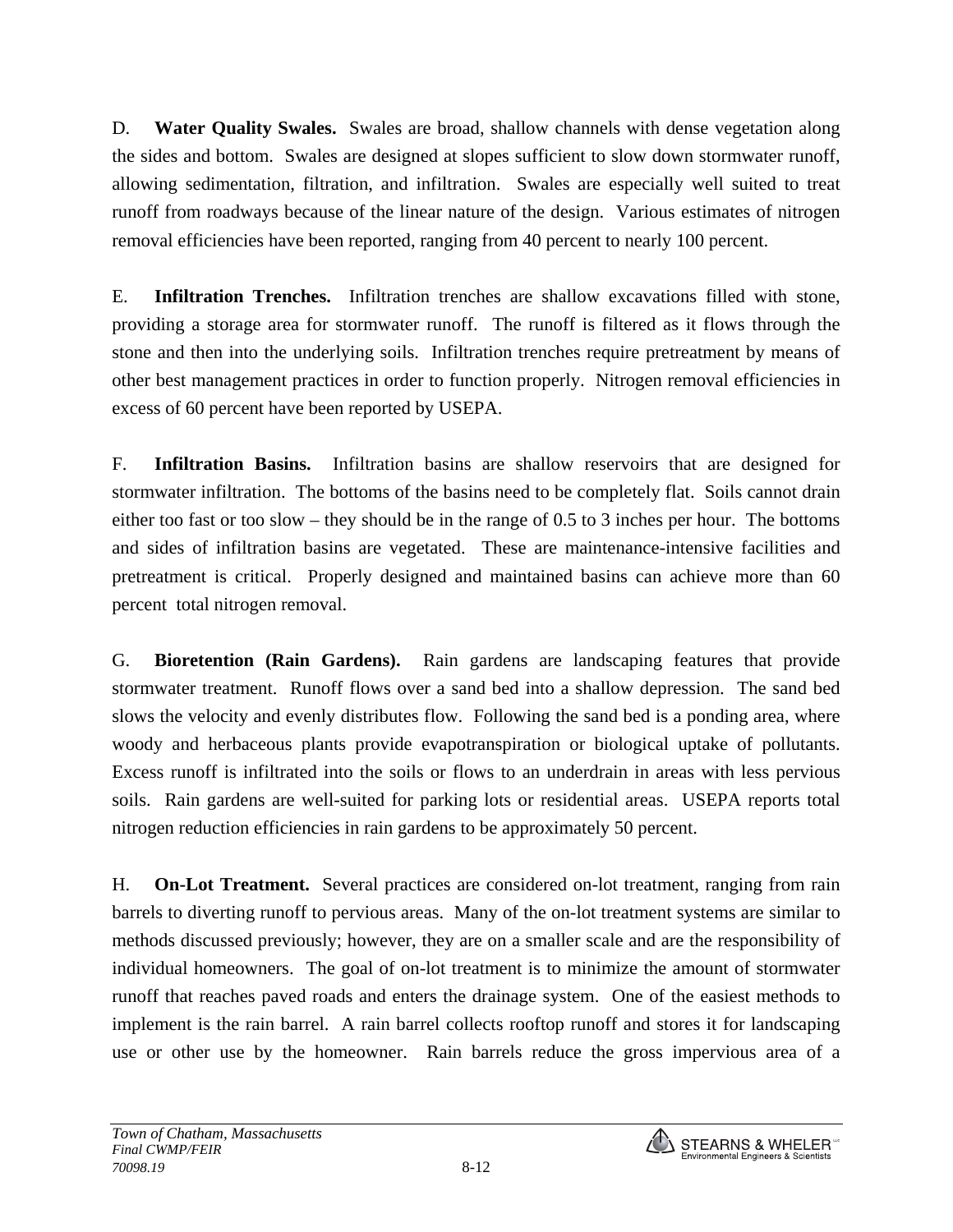D. **Water Quality Swales.** Swales are broad, shallow channels with dense vegetation along the sides and bottom. Swales are designed at slopes sufficient to slow down stormwater runoff, allowing sedimentation, filtration, and infiltration. Swales are especially well suited to treat runoff from roadways because of the linear nature of the design. Various estimates of nitrogen removal efficiencies have been reported, ranging from 40 percent to nearly 100 percent.

E. **Infiltration Trenches.** Infiltration trenches are shallow excavations filled with stone, providing a storage area for stormwater runoff. The runoff is filtered as it flows through the stone and then into the underlying soils. Infiltration trenches require pretreatment by means of other best management practices in order to function properly. Nitrogen removal efficiencies in excess of 60 percent have been reported by USEPA.

F. **Infiltration Basins.** Infiltration basins are shallow reservoirs that are designed for stormwater infiltration. The bottoms of the basins need to be completely flat. Soils cannot drain either too fast or too slow – they should be in the range of 0.5 to 3 inches per hour. The bottoms and sides of infiltration basins are vegetated. These are maintenance-intensive facilities and pretreatment is critical. Properly designed and maintained basins can achieve more than 60 percent total nitrogen removal.

G. **Bioretention (Rain Gardens).** Rain gardens are landscaping features that provide stormwater treatment. Runoff flows over a sand bed into a shallow depression. The sand bed slows the velocity and evenly distributes flow. Following the sand bed is a ponding area, where woody and herbaceous plants provide evapotranspiration or biological uptake of pollutants. Excess runoff is infiltrated into the soils or flows to an underdrain in areas with less pervious soils. Rain gardens are well-suited for parking lots or residential areas. USEPA reports total nitrogen reduction efficiencies in rain gardens to be approximately 50 percent.

H. **On-Lot Treatment.** Several practices are considered on-lot treatment, ranging from rain barrels to diverting runoff to pervious areas. Many of the on-lot treatment systems are similar to methods discussed previously; however, they are on a smaller scale and are the responsibility of individual homeowners. The goal of on-lot treatment is to minimize the amount of stormwater runoff that reaches paved roads and enters the drainage system. One of the easiest methods to implement is the rain barrel. A rain barrel collects rooftop runoff and stores it for landscaping use or other use by the homeowner. Rain barrels reduce the gross impervious area of a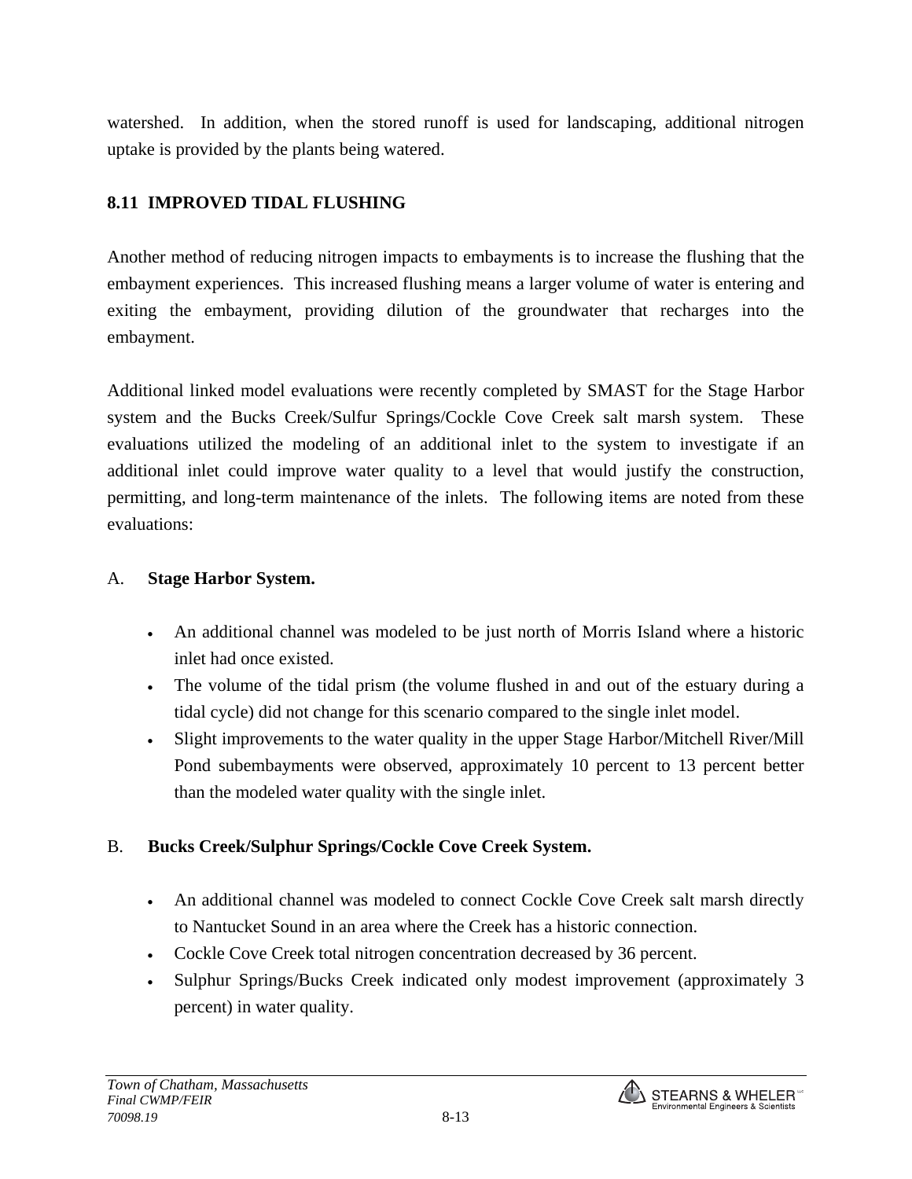watershed. In addition, when the stored runoff is used for landscaping, additional nitrogen uptake is provided by the plants being watered.

## 8.11 IMPROVED TIDAL FLUSHING

Another method of reducing nitrogen impacts to embayments is to increase the flushing that the embayment experiences. This increased flushing means a larger volume of water is entering and exiting the embayment, providing dilution of the groundwater that recharges into the embayment.

Additional linked model evaluations were recently completed by SMAST for the Stage Harbor system and the Bucks Creek/Sulfur Springs/Cockle Cove Creek salt marsh system. These evaluations utilized the modeling of an additional inlet to the system to investigate if an additional inlet could improve water quality to a level that would justify the construction, permitting, and long-term maintenance of the inlets. The following items are noted from these evaluations:

A. **Stage Harbor System.**

- An additional channel was modeled to be just north of Morris Island where a historic inlet had once existed.
- The volume of the tidal prism (the volume flushed in and out of the estuary during a tidal cycle) did not change for this scenario compared to the single inlet model.
- Slight improvements to the water quality in the upper Stage Harbor/Mitchell River/Mill Pond subembayments were observed, approximately 10 percent to 13 percent better than the modeled water quality with the single inlet.

B. **Bucks Creek/Sulphur Springs/Cockle Cove Creek System.**

- An additional channel was modeled to connect Cockle Cove Creek salt marsh directly to Nantucket Sound in an area where the Creek has a historic connection.
- Cockle Cove Creek total nitrogen concentration decreased by 36 percent.
- Sulphur Springs/Bucks Creek indicated only modest improvement (approximately 3 percent) in water quality.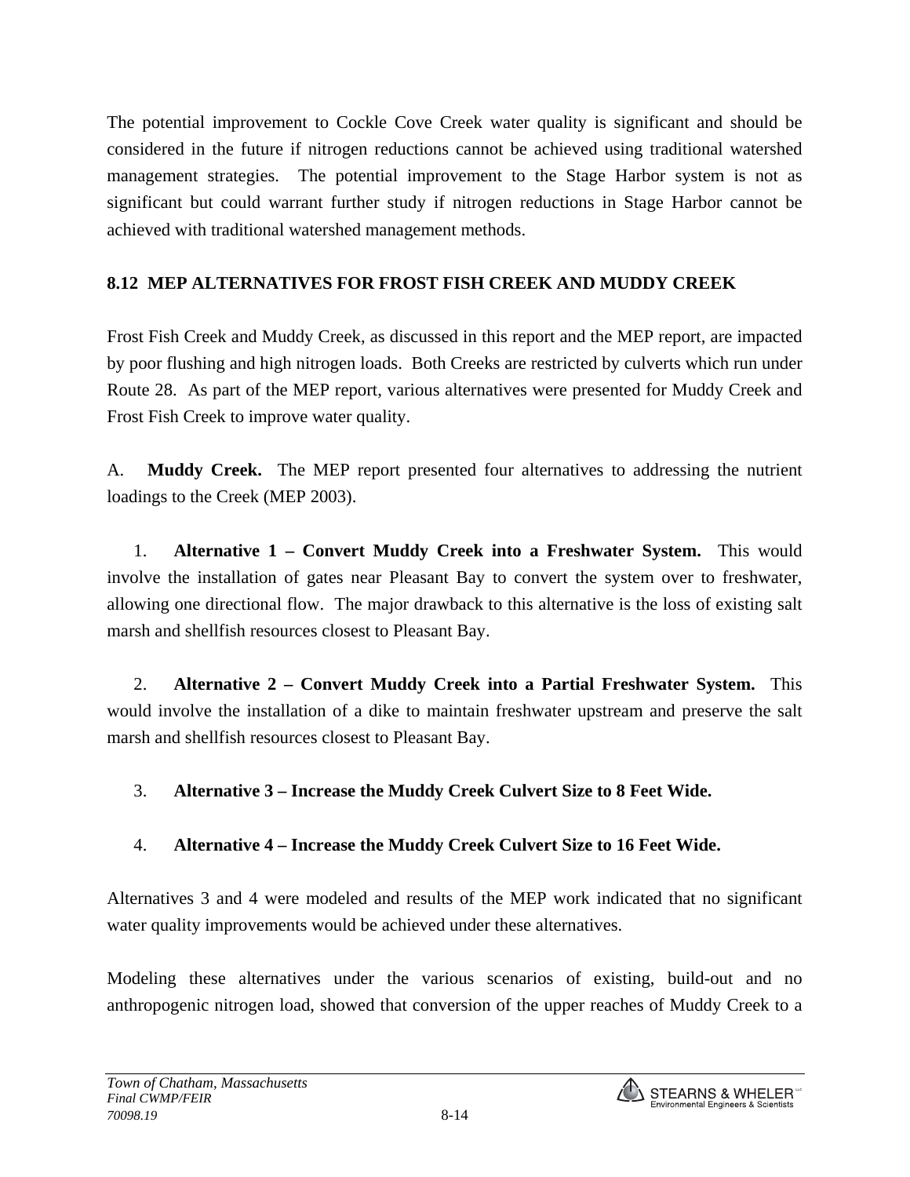The potential improvement to Cockle Cove Creek water quality is significant and should be considered in the future if nitrogen reductions cannot be achieved using traditional watershed management strategies. The potential improvement to the Stage Harbor system is not as significant but could warrant further study if nitrogen reductions in Stage Harbor cannot be achieved with traditional watershed management methods.

## 8.12 MEP ALTERNATIVES FOR FROST FISH CREEK AND MUDDY CREEK

Frost Fish Creek and Muddy Creek, as discussed in this report and the MEP report, are impacted by poor flushing and high nitrogen loads. Both Creeks are restricted by culverts which run under Route 28. As part of the MEP report, various alternatives were presented for Muddy Creek and Frost Fish Creek to improve water quality.

A. **Muddy Creek.** The MEP report presented four alternatives to addressing the nutrient loadings to the Creek (MEP 2003).

1. **Alternative 1 – Convert Muddy Creek into a Freshwater System.** This would involve the installation of gates near Pleasant Bay to convert the system over to freshwater, allowing one directional flow. The major drawback to this alternative is the loss of existing salt marsh and shellfish resources closest to Pleasant Bay.

2. **Alternative 2 – Convert Muddy Creek into a Partial Freshwater System.** This would involve the installation of a dike to maintain freshwater upstream and preserve the salt marsh and shellfish resources closest to Pleasant Bay.

3. **Alternative 3 – Increase the Muddy Creek Culvert Size to 8 Feet Wide.**

4. **Alternative 4 – Increase the Muddy Creek Culvert Size to 16 Feet Wide.**

Alternatives 3 and 4 were modeled and results of the MEP work indicated that no significant water quality improvements would be achieved under these alternatives.

Modeling these alternatives under the various scenarios of existing, build-out and no anthropogenic nitrogen load, showed that conversion of the upper reaches of Muddy Creek to a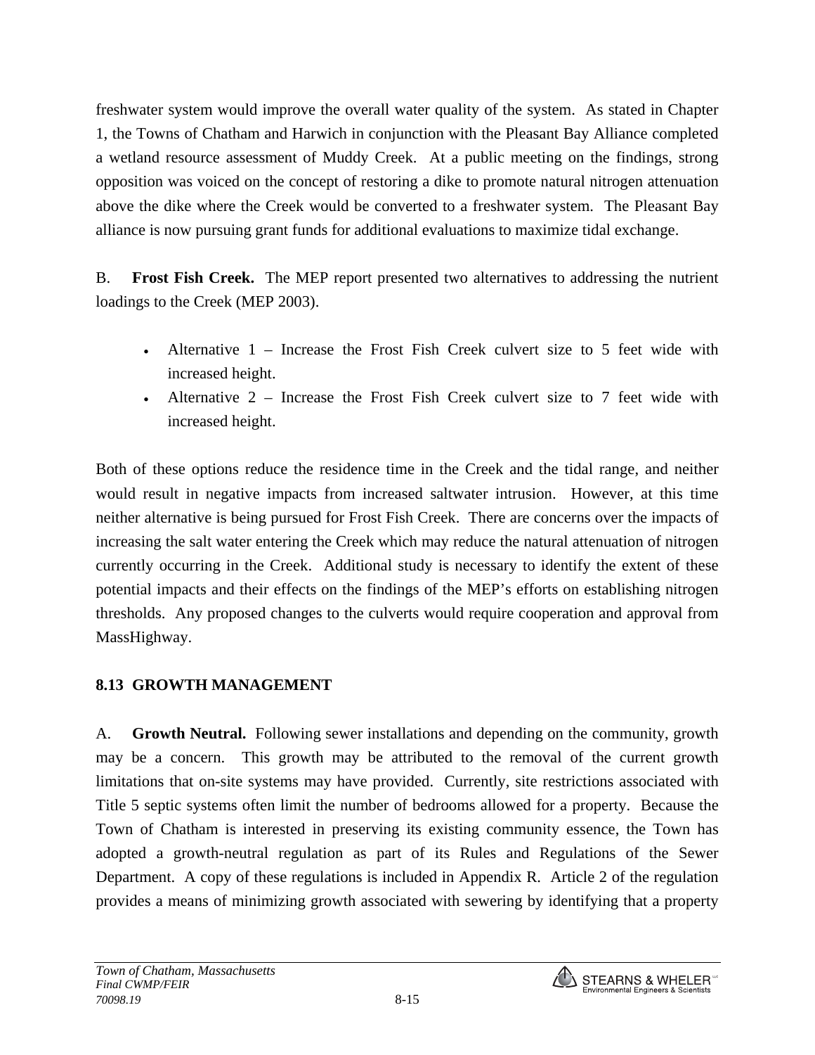freshwater system would improve the overall water quality of the system. As stated in Chapter 1, the Towns of Chatham and Harwich in conjunction with the Pleasant Bay Alliance completed a wetland resource assessment of Muddy Creek. At a public meeting on the findings, strong opposition was voiced on the concept of restoring a dike to promote natural nitrogen attenuation above the dike where the Creek would be converted to a freshwater system. The Pleasant Bay alliance is now pursuing grant funds for additional evaluations to maximize tidal exchange.

B. **Frost Fish Creek.** The MEP report presented two alternatives to addressing the nutrient loadings to the Creek (MEP 2003).

- Alternative 1 – Increase the Frost Fish Creek culvert size to 5 feet wide with increased height.
- Alternative 2 – Increase the Frost Fish Creek culvert size to 7 feet wide with increased height.

Both of these options reduce the residence time in the Creek and the tidal range, and neither would result in negative impacts from increased saltwater intrusion. However, at this time neither alternative is being pursued for Frost Fish Creek. There are concerns over the impacts of increasing the salt water entering the Creek which may reduce the natural attenuation of nitrogen currently occurring in the Creek. Additional study is necessary to identify the extent of these potential impacts and their effects on the findings of the MEP's efforts on establishing nitrogen thresholds. Any proposed changes to the culverts would require cooperation and approval from MassHighway.

## 8.13 GROWTH MANAGEMENT

A. **Growth Neutral.** Following sewer installations and depending on the community, growth may be a concern. This growth may be attributed to the removal of the current growth limitations that on-site systems may have provided. Currently, site restrictions associated with Title 5 septic systems often limit the number of bedrooms allowed for a property. Because the Town of Chatham is interested in preserving its existing community essence, the Town has adopted a growth-neutral regulation as part of its Rules and Regulations of the Sewer Department. A copy of these regulations is included in Appendix R. Article 2 of the regulation provides a means of minimizing growth associated with sewering by identifying that a property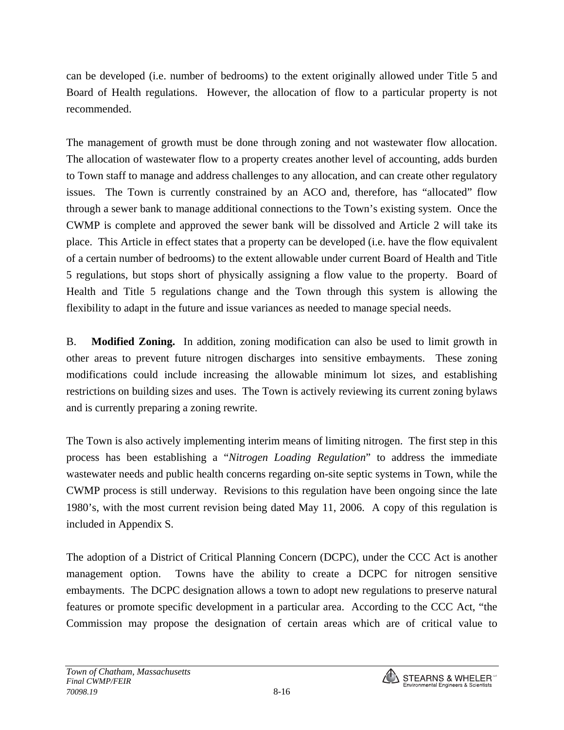can be developed (i.e. number of bedrooms) to the extent originally allowed under Title 5 and Board of Health regulations. However, the allocation of flow to a particular property is not recommended.

The management of growth must be done through zoning and not wastewater flow allocation. The allocation of wastewater flow to a property creates another level of accounting, adds burden to Town staff to manage and address challenges to any allocation, and can create other regulatory issues. The Town is currently constrained by an ACO and, therefore, has "allocated" flow through a sewer bank to manage additional connections to the Town's existing system. Once the CWMP is complete and approved the sewer bank will be dissolved and Article 2 will take its place. This Article in effect states that a property can be developed (i.e. have the flow equivalent of a certain number of bedrooms) to the extent allowable under current Board of Health and Title 5 regulations, but stops short of physically assigning a flow value to the property. Board of Health and Title 5 regulations change and the Town through this system is allowing the flexibility to adapt in the future and issue variances as needed to manage special needs.

B. **Modified Zoning.** In addition, zoning modification can also be used to limit growth in other areas to prevent future nitrogen discharges into sensitive embayments. These zoning modifications could include increasing the allowable minimum lot sizes, and establishing restrictions on building sizes and uses. The Town is actively reviewing its current zoning bylaws and is currently preparing a zoning rewrite.

The Town is also actively implementing interim means of limiting nitrogen. The first step in this process has been establishing a "*Nitrogen Loading Regulation*" to address the immediate wastewater needs and public health concerns regarding on-site septic systems in Town, while the CWMP process is still underway. Revisions to this regulation have been ongoing since the late 1980's, with the most current revision being dated May 11, 2006. A copy of this regulation is included in Appendix S.

The adoption of a District of Critical Planning Concern (DCPC), under the CCC Act is another management option. Towns have the ability to create a DCPC for nitrogen sensitive embayments. The DCPC designation allows a town to adopt new regulations to preserve natural features or promote specific development in a particular area. According to the CCC Act, "the Commission may propose the designation of certain areas which are of critical value to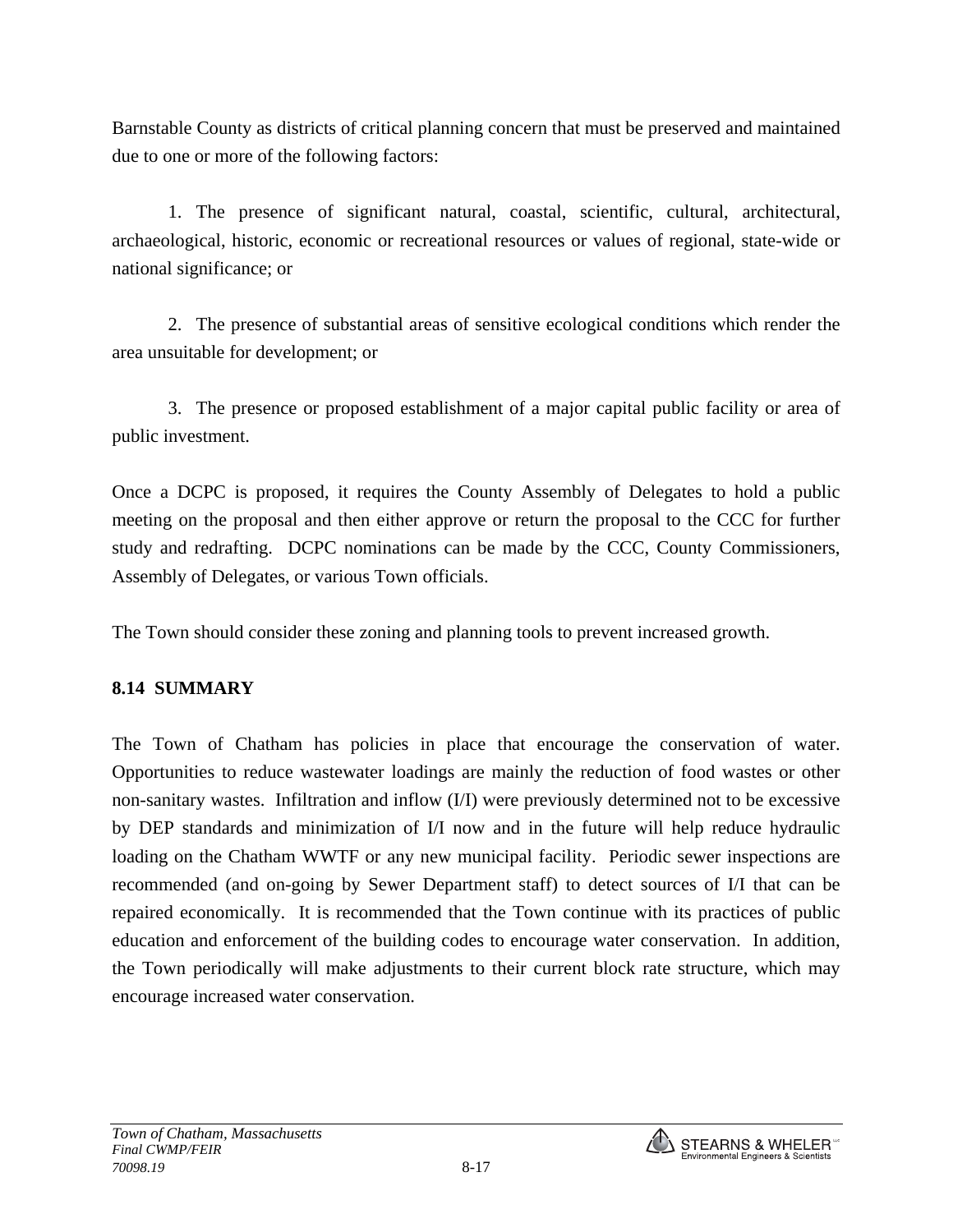Barnstable County as districts of critical planning concern that must be preserved and maintained due to one or more of the following factors:

1. The presence of significant natural, coastal, scientific, cultural, architectural, archaeological, historic, economic or recreational resources or values of regional, state-wide or national significance; or

2. The presence of substantial areas of sensitive ecological conditions which render the area unsuitable for development; or

3. The presence or proposed establishment of a major capital public facility or area of public investment.

Once a DCPC is proposed, it requires the County Assembly of Delegates to hold a public meeting on the proposal and then either approve or return the proposal to the CCC for further study and redrafting. DCPC nominations can be made by the CCC, County Commissioners, Assembly of Delegates, or various Town officials.

The Town should consider these zoning and planning tools to prevent increased growth.

## 8.14 SUMMARY

The Town of Chatham has policies in place that encourage the conservation of water. Opportunities to reduce wastewater loadings are mainly the reduction of food wastes or other non-sanitary wastes. Infiltration and inflow (I/I) were previously determined not to be excessive by DEP standards and minimization of I/I now and in the future will help reduce hydraulic loading on the Chatham WWTF or any new municipal facility. Periodic sewer inspections are recommended (and on-going by Sewer Department staff) to detect sources of I/I that can be repaired economically. It is recommended that the Town continue with its practices of public education and enforcement of the building codes to encourage water conservation. In addition, the Town periodically will make adjustments to their current block rate structure, which may encourage increased water conservation.